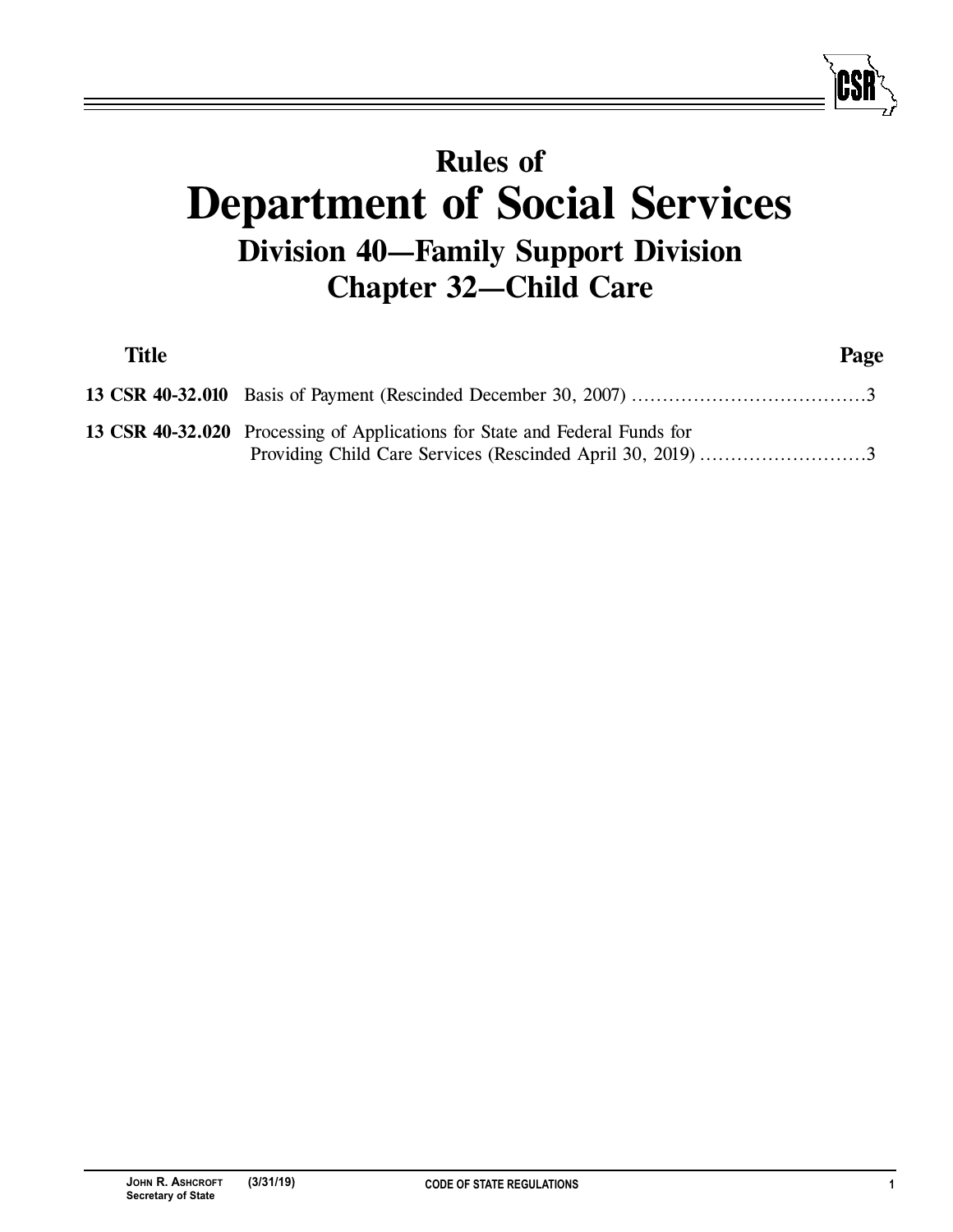# Rules of
# Department of Social Services
## Division 40—Family Support Division
## Chapter 32—Child Care

| Title | | Page |
|---|---|---|
| **13 CSR 40-32.010** | Basis of Payment (Rescinded December 30, 2007) | 3 |
| **13 CSR 40-32.020** | Processing of Applications for State and Federal Funds for Providing Child Care Services (Rescinded April 30, 2019) | 3 |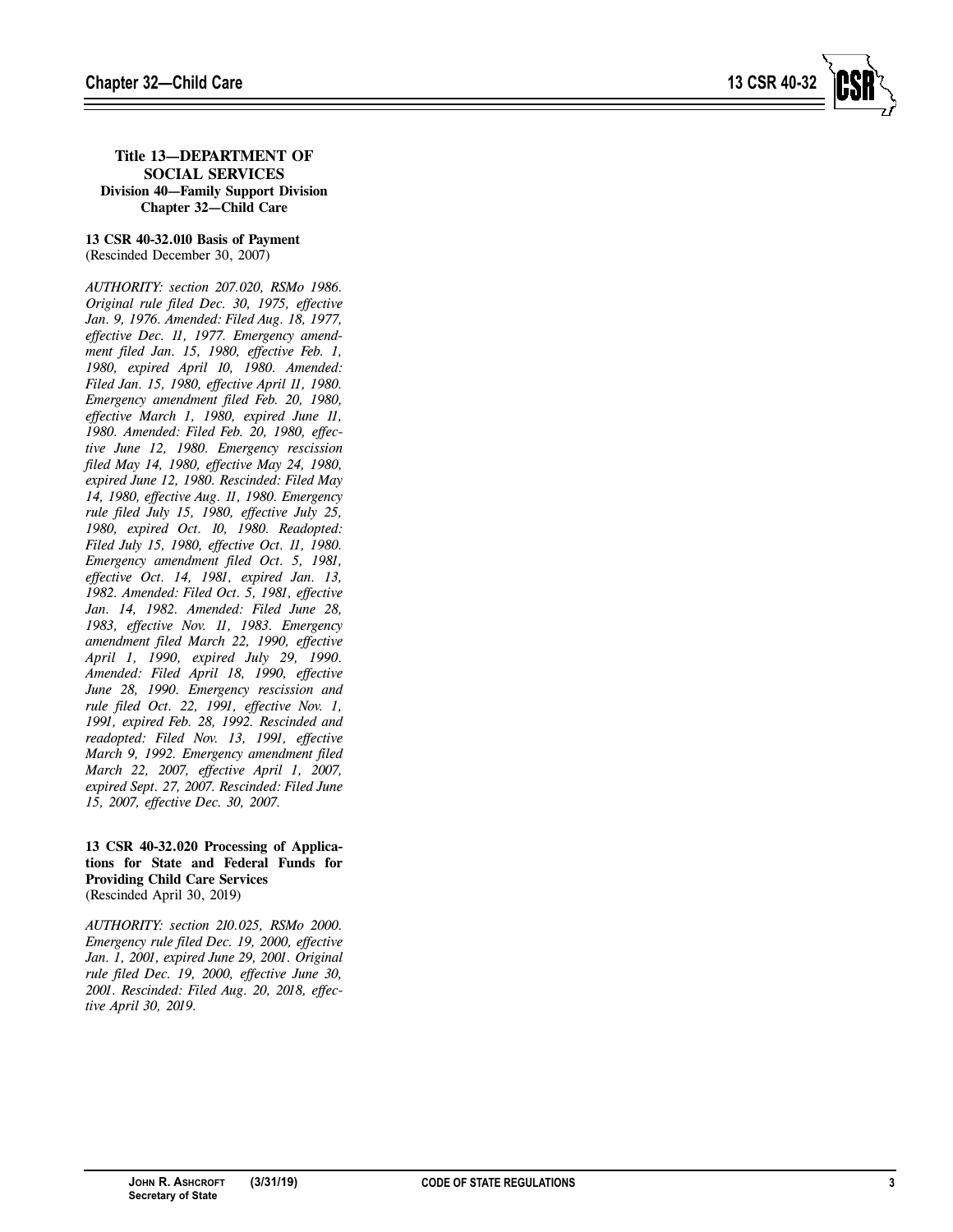**Title 13—DEPARTMENT OF SOCIAL SERVICES**
**Division 40—Family Support Division**
**Chapter 32—Child Care**

**13 CSR 40-32.010 Basis of Payment**
(Rescinded December 30, 2007)

*AUTHORITY: section 207.020, RSMo 1986. Original rule filed Dec. 30, 1975, effective Jan. 9, 1976. Amended: Filed Aug. 18, 1977, effective Dec. 11, 1977. Emergency amendment filed Jan. 15, 1980, effective Feb. 1, 1980, expired April 10, 1980. Amended: Filed Jan. 15, 1980, effective April 11, 1980. Emergency amendment filed Feb. 20, 1980, effective March 1, 1980, expired June 11, 1980. Amended: Filed Feb. 20, 1980, effective June 12, 1980. Emergency rescission filed May 14, 1980, effective May 24, 1980, expired June 12, 1980. Rescinded: Filed May 14, 1980, effective Aug. 11, 1980. Emergency rule filed July 15, 1980, effective July 25, 1980, expired Oct. 10, 1980. Readopted: Filed July 15, 1980, effective Oct. 11, 1980. Emergency amendment filed Oct. 5, 1981, effective Oct. 14, 1981, expired Jan. 13, 1982. Amended: Filed Oct. 5, 1981, effective Jan. 14, 1982. Amended: Filed June 28, 1983, effective Nov. 11, 1983. Emergency amendment filed March 22, 1990, effective April 1, 1990, expired July 29, 1990. Amended: Filed April 18, 1990, effective June 28, 1990. Emergency rescission and rule filed Oct. 22, 1991, effective Nov. 1, 1991, expired Feb. 28, 1992. Rescinded and readopted: Filed Nov. 13, 1991, effective March 9, 1992. Emergency amendment filed March 22, 2007, effective April 1, 2007, expired Sept. 27, 2007. Rescinded: Filed June 15, 2007, effective Dec. 30, 2007.*

**13 CSR 40-32.020 Processing of Applications for State and Federal Funds for Providing Child Care Services**
(Rescinded April 30, 2019)

*AUTHORITY: section 210.025, RSMo 2000. Emergency rule filed Dec. 19, 2000, effective Jan. 1, 2001, expired June 29, 2001. Original rule filed Dec. 19, 2000, effective June 30, 2001. Rescinded: Filed Aug. 20, 2018, effective April 30, 2019.*